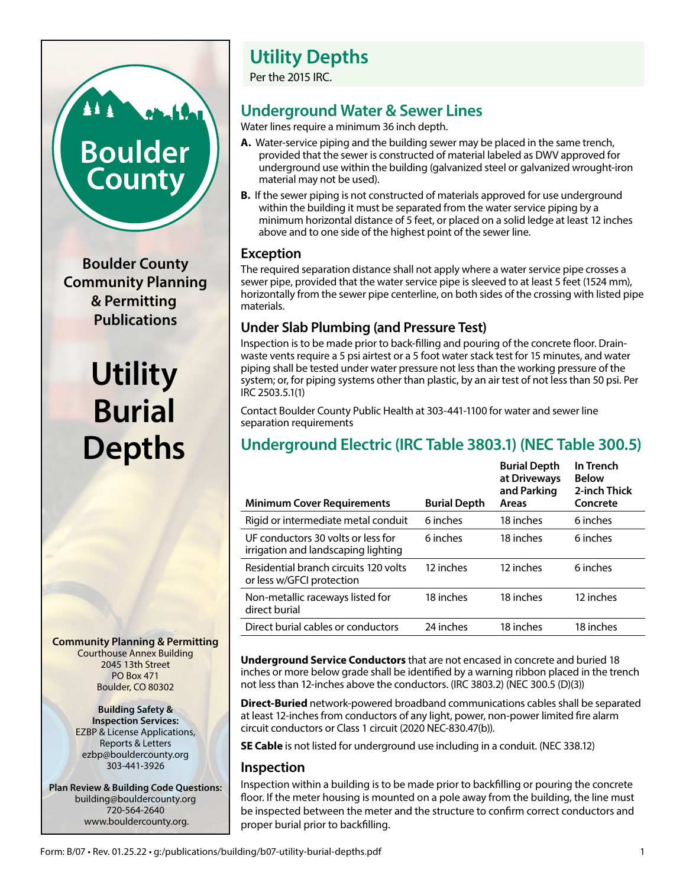Boulder County

**Boulder County Community Planning & Permitting Publications**

# Utility Burial Depths

**Community Planning & Permitting**
Courthouse Annex Building
2045 13th Street
PO Box 471
Boulder, CO 80302

**Building Safety & Inspection Services:**
EZBP & License Applications, Reports & Letters
ezbp@bouldercounty.org
303-441-3926

**Plan Review & Building Code Questions:**
building@bouldercounty.org
720-564-2640
www.bouldercounty.org.

## Utility Depths

Per the 2015 IRC.

## Underground Water & Sewer Lines

Water lines require a minimum 36 inch depth.

**A.** Water-service piping and the building sewer may be placed in the same trench, provided that the sewer is constructed of material labeled as DWV approved for underground use within the building (galvanized steel or galvanized wrought-iron material may not be used).

**B.** If the sewer piping is not constructed of materials approved for use underground within the building it must be separated from the water service piping by a minimum horizontal distance of 5 feet, or placed on a solid ledge at least 12 inches above and to one side of the highest point of the sewer line.

### Exception

The required separation distance shall not apply where a water service pipe crosses a sewer pipe, provided that the water service pipe is sleeved to at least 5 feet (1524 mm), horizontally from the sewer pipe centerline, on both sides of the crossing with listed pipe materials.

### Under Slab Plumbing (and Pressure Test)

Inspection is to be made prior to back-filling and pouring of the concrete floor. Drain-waste vents require a 5 psi airtest or a 5 foot water stack test for 15 minutes, and water piping shall be tested under water pressure not less than the working pressure of the system; or, for piping systems other than plastic, by an air test of not less than 50 psi. Per IRC 2503.5.1(1)

Contact Boulder County Public Health at 303-441-1100 for water and sewer line separation requirements

## Underground Electric (IRC Table 3803.1) (NEC Table 300.5)

| Minimum Cover Requirements | Burial Depth | Burial Depth at Driveways and Parking Areas | In Trench Below 2-inch Thick Concrete |
|---|---|---|---|
| Rigid or intermediate metal conduit | 6 inches | 18 inches | 6 inches |
| UF conductors 30 volts or less for irrigation and landscaping lighting | 6 inches | 18 inches | 6 inches |
| Residential branch circuits 120 volts or less w/GFCI protection | 12 inches | 12 inches | 6 inches |
| Non-metallic raceways listed for direct burial | 18 inches | 18 inches | 12 inches |
| Direct burial cables or conductors | 24 inches | 18 inches | 18 inches |

**Underground Service Conductors** that are not encased in concrete and buried 18 inches or more below grade shall be identified by a warning ribbon placed in the trench not less than 12-inches above the conductors. (IRC 3803.2) (NEC 300.5 (D)(3))

**Direct-Buried** network-powered broadband communications cables shall be separated at least 12-inches from conductors of any light, power, non-power limited fire alarm circuit conductors or Class 1 circuit (2020 NEC-830.47(b)).

**SE Cable** is not listed for underground use including in a conduit. (NEC 338.12)

### Inspection

Inspection within a building is to be made prior to backfilling or pouring the concrete floor. If the meter housing is mounted on a pole away from the building, the line must be inspected between the meter and the structure to confirm correct conductors and proper burial prior to backfilling.

Form: B/07 • Rev. 01.25.22 • g:/publications/building/b07-utility-burial-depths.pdf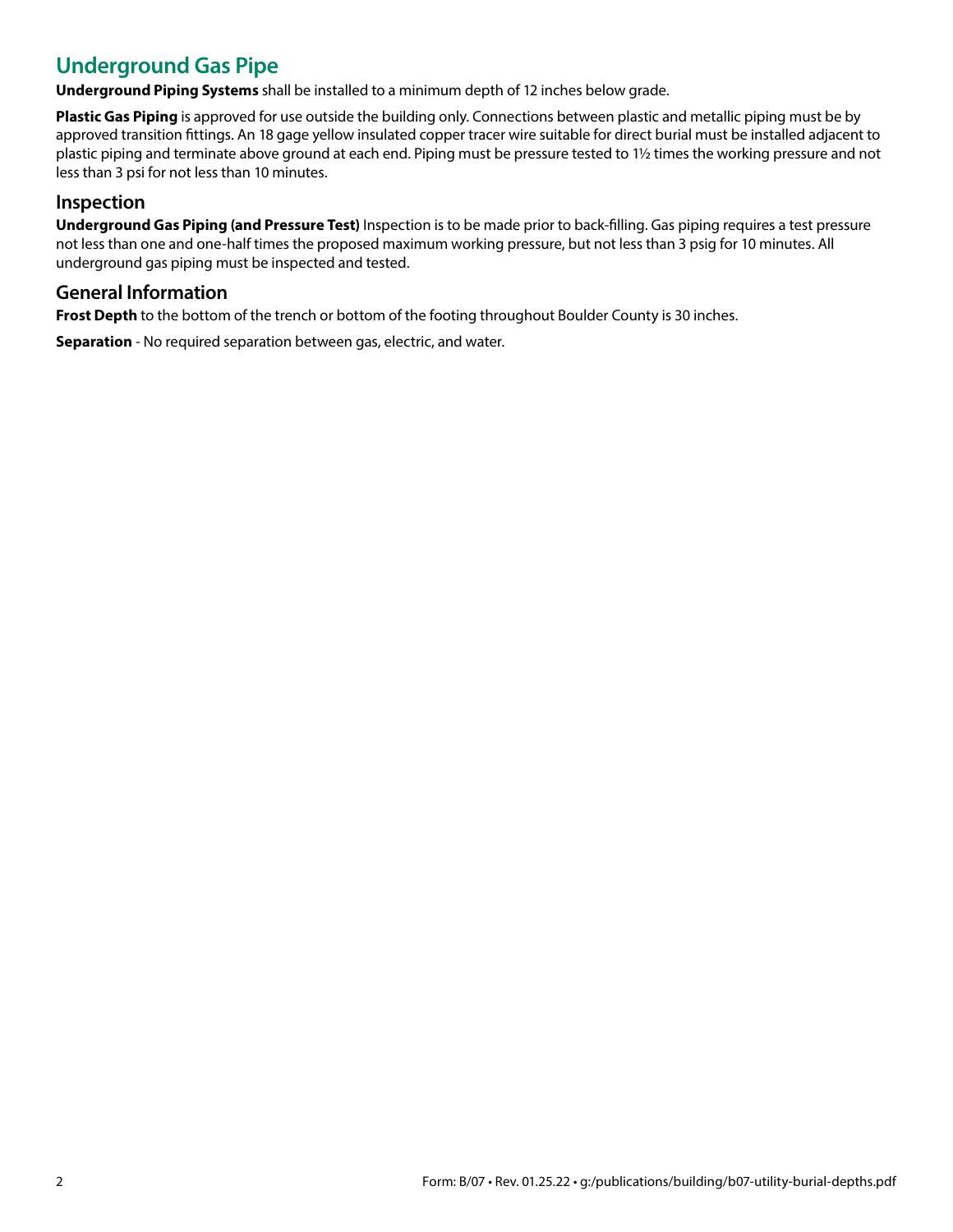## Underground Gas Pipe

**Underground Piping Systems** shall be installed to a minimum depth of 12 inches below grade.

**Plastic Gas Piping** is approved for use outside the building only. Connections between plastic and metallic piping must be by approved transition fittings. An 18 gage yellow insulated copper tracer wire suitable for direct burial must be installed adjacent to plastic piping and terminate above ground at each end. Piping must be pressure tested to 1½ times the working pressure and not less than 3 psi for not less than 10 minutes.

### Inspection

**Underground Gas Piping (and Pressure Test)** Inspection is to be made prior to back-filling. Gas piping requires a test pressure not less than one and one-half times the proposed maximum working pressure, but not less than 3 psig for 10 minutes. All underground gas piping must be inspected and tested.

### General Information

**Frost Depth** to the bottom of the trench or bottom of the footing throughout Boulder County is 30 inches.

**Separation** - No required separation between gas, electric, and water.